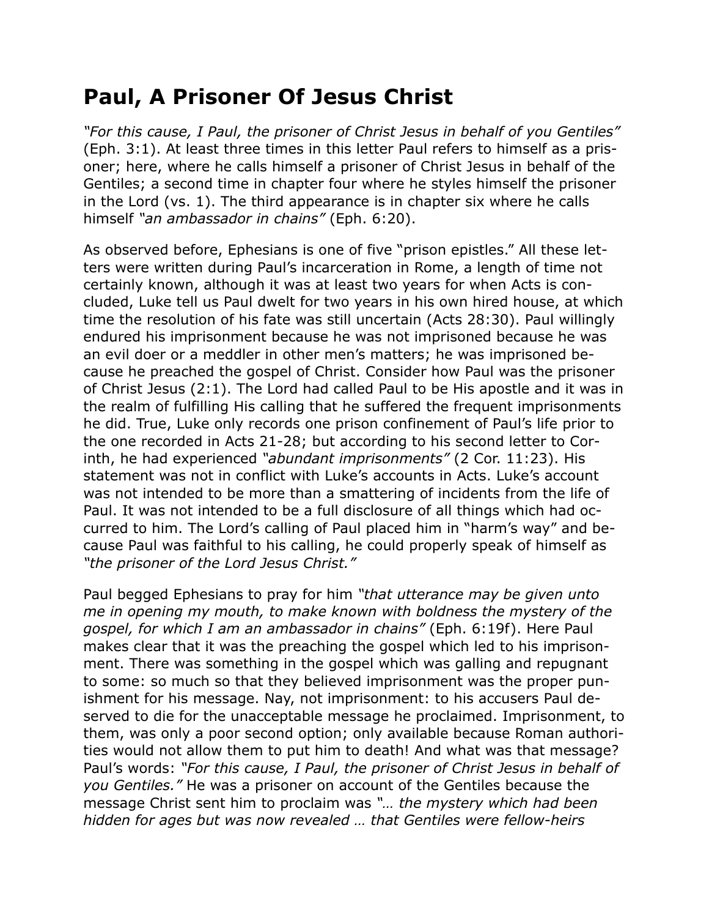# Paul, A Prisoner Of Jesus Christ

*"For this cause, I Paul, the prisoner of Christ Jesus in behalf of you Gentiles"* (Eph. 3:1). At least three times in this letter Paul refers to himself as a prisoner; here, where he calls himself a prisoner of Christ Jesus in behalf of the Gentiles; a second time in chapter four where he styles himself the prisoner in the Lord (vs. 1). The third appearance is in chapter six where he calls himself *"an ambassador in chains"* (Eph. 6:20).

As observed before, Ephesians is one of five "prison epistles." All these letters were written during Paul's incarceration in Rome, a length of time not certainly known, although it was at least two years for when Acts is concluded, Luke tell us Paul dwelt for two years in his own hired house, at which time the resolution of his fate was still uncertain (Acts 28:30). Paul willingly endured his imprisonment because he was not imprisoned because he was an evil doer or a meddler in other men's matters; he was imprisoned because he preached the gospel of Christ. Consider how Paul was the prisoner of Christ Jesus (2:1). The Lord had called Paul to be His apostle and it was in the realm of fulfilling His calling that he suffered the frequent imprisonments he did. True, Luke only records one prison confinement of Paul's life prior to the one recorded in Acts 21-28; but according to his second letter to Corinth, he had experienced *"abundant imprisonments"* (2 Cor. 11:23). His statement was not in conflict with Luke's accounts in Acts. Luke's account was not intended to be more than a smattering of incidents from the life of Paul. It was not intended to be a full disclosure of all things which had occurred to him. The Lord's calling of Paul placed him in "harm's way" and because Paul was faithful to his calling, he could properly speak of himself as *"the prisoner of the Lord Jesus Christ."*

Paul begged Ephesians to pray for him *"that utterance may be given unto me in opening my mouth, to make known with boldness the mystery of the gospel, for which I am an ambassador in chains"* (Eph. 6:19f). Here Paul makes clear that it was the preaching the gospel which led to his imprisonment. There was something in the gospel which was galling and repugnant to some: so much so that they believed imprisonment was the proper punishment for his message. Nay, not imprisonment: to his accusers Paul deserved to die for the unacceptable message he proclaimed. Imprisonment, to them, was only a poor second option; only available because Roman authorities would not allow them to put him to death! And what was that message? Paul's words: *"For this cause, I Paul, the prisoner of Christ Jesus in behalf of you Gentiles."* He was a prisoner on account of the Gentiles because the message Christ sent him to proclaim was *"… the mystery which had been hidden for ages but was now revealed … that Gentiles were fellow-heirs*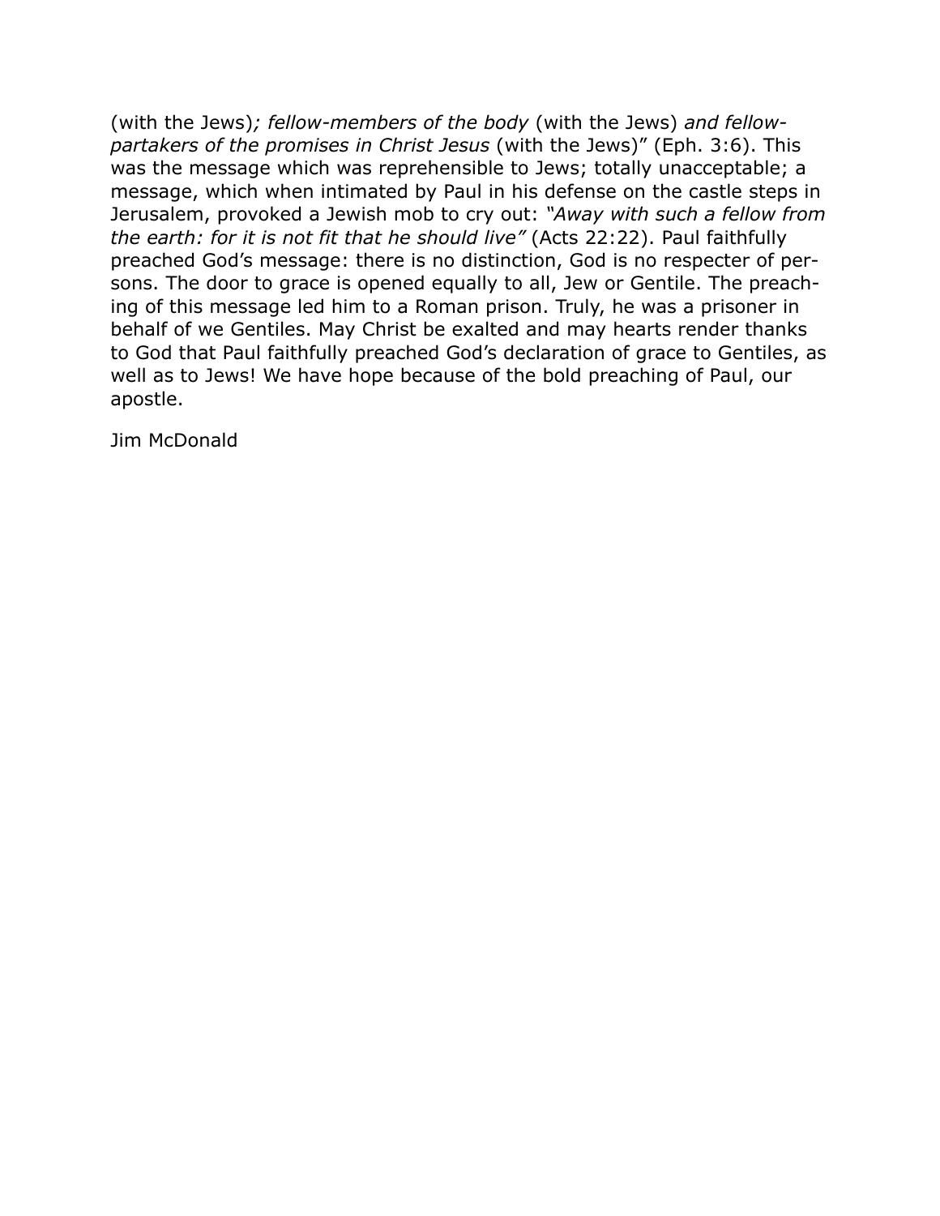(with the Jews)*; fellow-members of the body* (with the Jews) *and fellow-partakers of the promises in Christ Jesus* (with the Jews)" (Eph. 3:6). This was the message which was reprehensible to Jews; totally unacceptable; a message, which when intimated by Paul in his defense on the castle steps in Jerusalem, provoked a Jewish mob to cry out: *"Away with such a fellow from the earth: for it is not fit that he should live"* (Acts 22:22). Paul faithfully preached God's message: there is no distinction, God is no respecter of persons. The door to grace is opened equally to all, Jew or Gentile. The preaching of this message led him to a Roman prison. Truly, he was a prisoner in behalf of we Gentiles. May Christ be exalted and may hearts render thanks to God that Paul faithfully preached God's declaration of grace to Gentiles, as well as to Jews! We have hope because of the bold preaching of Paul, our apostle.

Jim McDonald